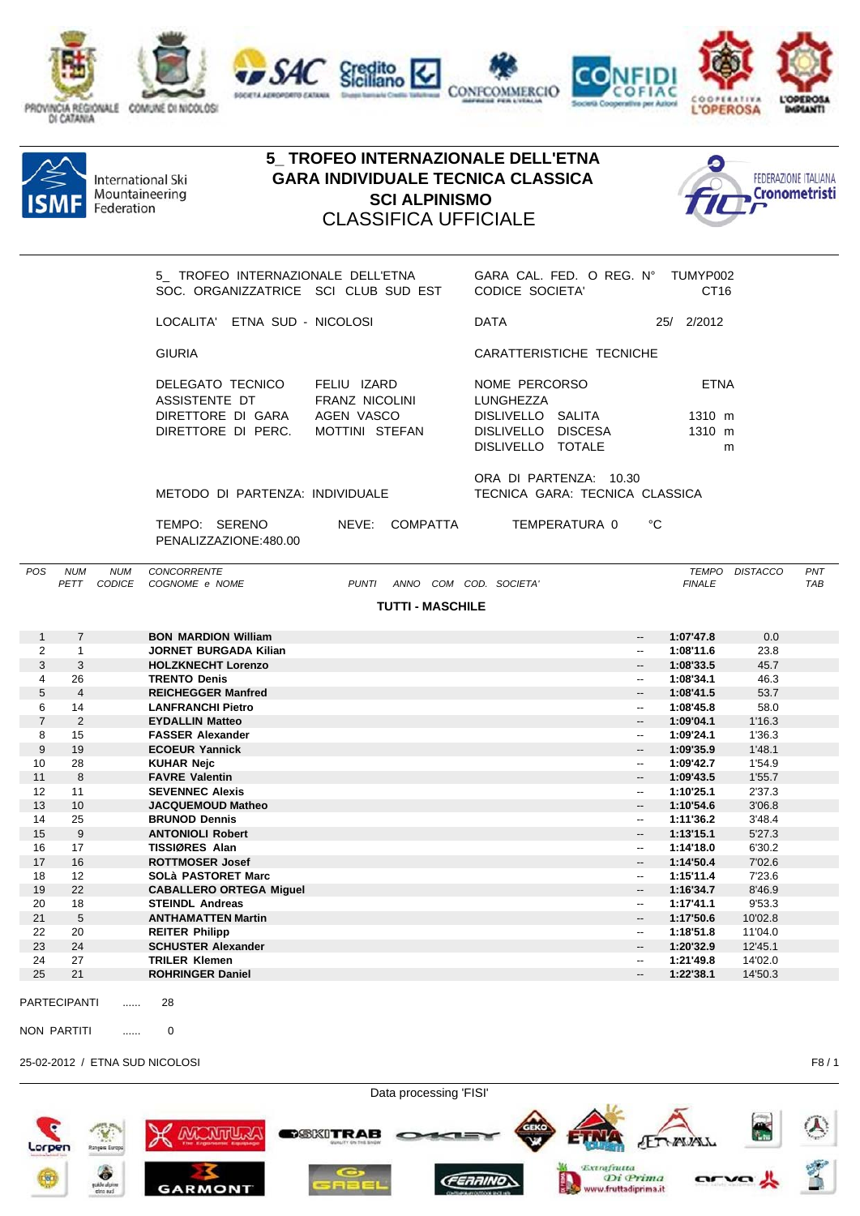# 5_ TROFEO INTERNAZIONALE DELL'ETNA
## GARA INDIVIDUALE TECNICA CLASSICA
## SCI ALPINISMO
## CLASSIFICA UFFICIALE

International Ski Mountaineering Federation

FEDERAZIONE ITALIANA Cronometristi

5_ TROFEO INTERNAZIONALE DELL'ETNA
SOC. ORGANIZZATRICE SCI CLUB SUD EST

GARA CAL. FED. O REG. N° TUMYP002
CODICE SOCIETA' CT16

LOCALITA' ETNA SUD - NICOLOSI

DATA 25/ 2/2012

GIURIA

CARATTERISTICHE TECNICHE

DELEGATO TECNICO FELIU IZARD
ASSISTENTE DT FRANZ NICOLINI
DIRETTORE DI GARA AGEN VASCO
DIRETTORE DI PERC. MOTTINI STEFAN

NOME PERCORSO ETNA
LUNGHEZZA
DISLIVELLO SALITA 1310 m
DISLIVELLO DISCESA 1310 m
DISLIVELLO TOTALE m

ORA DI PARTENZA: 10.30
METODO DI PARTENZA: INDIVIDUALE
TECNICA GARA: TECNICA CLASSICA

TEMPO: SERENO NEVE: COMPATTA TEMPERATURA 0 °C
PENALIZZAZIONE:480.00

**TUTTI - MASCHILE**

| POS | NUM PETT | NUM CODICE | CONCORRENTE COGNOME e NOME | PUNTI | ANNO | COM | COD. SOCIETA' | | TEMPO FINALE | DISTACCO | PNT TAB |
|---|---|---|---|---|---|---|---|---|---|---|---|
| 1 | 7 | | **BON MARDION William** | | | | | -- | **1:07'47.8** | 0.0 | |
| 2 | 1 | | **JORNET BURGADA Kilian** | | | | | -- | **1:08'11.6** | 23.8 | |
| 3 | 3 | | **HOLZKNECHT Lorenzo** | | | | | -- | **1:08'33.5** | 45.7 | |
| 4 | 26 | | **TRENTO Denis** | | | | | -- | **1:08'34.1** | 46.3 | |
| 5 | 4 | | **REICHEGGER Manfred** | | | | | -- | **1:08'41.5** | 53.7 | |
| 6 | 14 | | **LANFRANCHI Pietro** | | | | | -- | **1:08'45.8** | 58.0 | |
| 7 | 2 | | **EYDALLIN Matteo** | | | | | -- | **1:09'04.1** | 1'16.3 | |
| 8 | 15 | | **FASSER Alexander** | | | | | -- | **1:09'24.1** | 1'36.3 | |
| 9 | 19 | | **ECOEUR Yannick** | | | | | -- | **1:09'35.9** | 1'48.1 | |
| 10 | 28 | | **KUHAR Nejc** | | | | | -- | **1:09'42.7** | 1'54.9 | |
| 11 | 8 | | **FAVRE Valentin** | | | | | -- | **1:09'43.5** | 1'55.7 | |
| 12 | 11 | | **SEVENNEC Alexis** | | | | | -- | **1:10'25.1** | 2'37.3 | |
| 13 | 10 | | **JACQUEMOUD Matheo** | | | | | -- | **1:10'54.6** | 3'06.8 | |
| 14 | 25 | | **BRUNOD Dennis** | | | | | -- | **1:11'36.2** | 3'48.4 | |
| 15 | 9 | | **ANTONIOLI Robert** | | | | | -- | **1:13'15.1** | 5'27.3 | |
| 16 | 17 | | **TISSIØRES Alan** | | | | | -- | **1:14'18.0** | 6'30.2 | |
| 17 | 16 | | **ROTTMOSER Josef** | | | | | -- | **1:14'50.4** | 7'02.6 | |
| 18 | 12 | | **SOLà PASTORET Marc** | | | | | -- | **1:15'11.4** | 7'23.6 | |
| 19 | 22 | | **CABALLERO ORTEGA Miguel** | | | | | -- | **1:16'34.7** | 8'46.9 | |
| 20 | 18 | | **STEINDL Andreas** | | | | | -- | **1:17'41.1** | 9'53.3 | |
| 21 | 5 | | **ANTHAMATTEN Martin** | | | | | -- | **1:17'50.6** | 10'02.8 | |
| 22 | 20 | | **REITER Philipp** | | | | | -- | **1:18'51.8** | 11'04.0 | |
| 23 | 24 | | **SCHUSTER Alexander** | | | | | -- | **1:20'32.9** | 12'45.1 | |
| 24 | 27 | | **TRILER Klemen** | | | | | -- | **1:21'49.8** | 14'02.0 | |
| 25 | 21 | | **ROHRINGER Daniel** | | | | | -- | **1:22'38.1** | 14'50.3 | |

PARTECIPANTI ...... 28

NON PARTITI ...... 0

25-02-2012 / ETNA SUD NICOLOSI

Data processing 'FISI'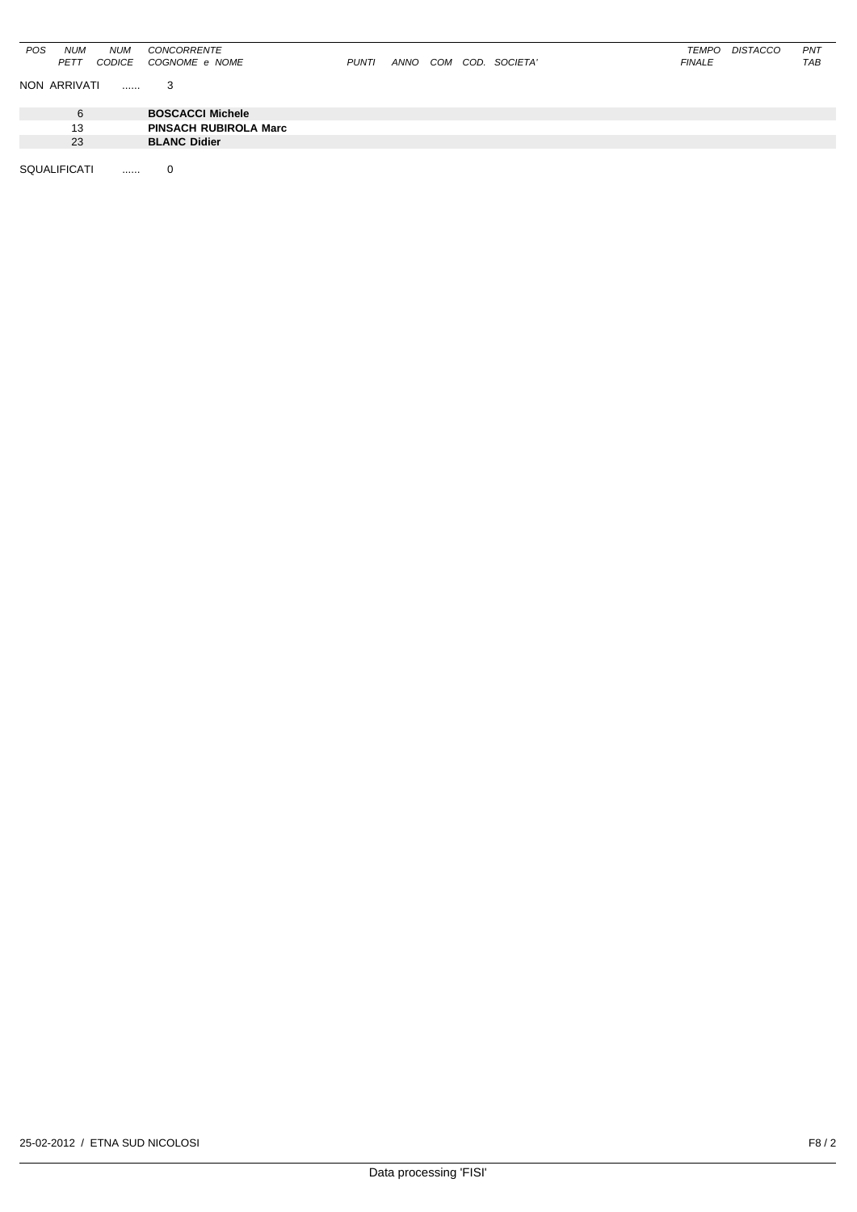| POS | NUM PETT | NUM CODICE | CONCORRENTE COGNOME e NOME | PUNTI | ANNO | COM | COD. SOCIETA' | TEMPO FINALE | DISTACCO | PNT TAB |
|---|---|---|---|---|---|---|---|---|---|---|

NON ARRIVATI ...... 3

| NUM PETT | CONCORRENTE |
|---|---|
| 6 | **BOSCACCI Michele** |
| 13 | **PINSACH RUBIROLA Marc** |
| 23 | **BLANC Didier** |

SQUALIFICATI ...... 0

25-02-2012 / ETNA SUD NICOLOSI

Data processing 'FISI'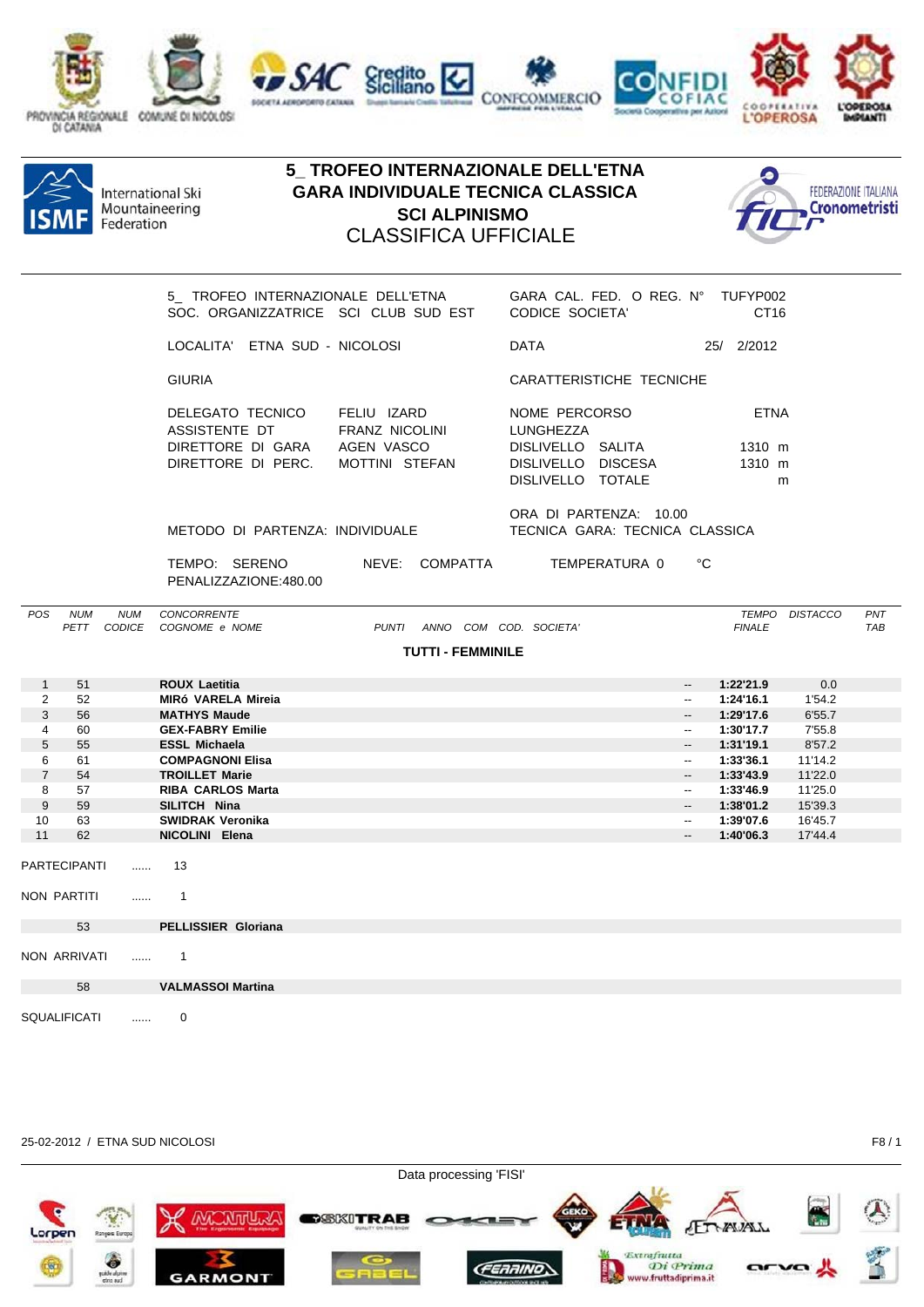# 5_ TROFEO INTERNAZIONALE DELL'ETNA
## GARA INDIVIDUALE TECNICA CLASSICA
## SCI ALPINISMO
## CLASSIFICA UFFICIALE

International Ski Mountaineering Federation

FEDERAZIONE ITALIANA Cronometristi

| | | | |
|---|---|---|---|
| 5_ TROFEO INTERNAZIONALE DELL'ETNA | | GARA CAL. FED. O REG. N° | TUFYP002 |
| SOC. ORGANIZZATRICE | SCI CLUB SUD EST | CODICE SOCIETA' | CT16 |
| LOCALITA' | ETNA SUD - NICOLOSI | DATA | 25/ 2/2012 |
| GIURIA | | CARATTERISTICHE TECNICHE | |
| DELEGATO TECNICO | FELIU IZARD | NOME PERCORSO | ETNA |
| ASSISTENTE DT | FRANZ NICOLINI | LUNGHEZZA | |
| DIRETTORE DI GARA | AGEN VASCO | DISLIVELLO SALITA | 1310 m |
| DIRETTORE DI PERC. | MOTTINI STEFAN | DISLIVELLO DISCESA | 1310 m |
| | | DISLIVELLO TOTALE | m |

ORA DI PARTENZA: 10.00

METODO DI PARTENZA: INDIVIDUALE

TECNICA GARA: TECNICA CLASSICA

TEMPO: SERENO NEVE: COMPATTA TEMPERATURA 0 °C

PENALIZZAZIONE:480.00

**TUTTI - FEMMINILE**

| POS | NUM PETT | NUM CODICE | CONCORRENTE COGNOME e NOME | PUNTI | ANNO | COM | COD. SOCIETA' | | TEMPO FINALE | DISTACCO | PNT TAB |
|---|---|---|---|---|---|---|---|---|---|---|---|
| 1 | 51 | | **ROUX Laetitia** | | | | | -- | **1:22'21.9** | 0.0 | |
| 2 | 52 | | **MIRó VARELA Mireia** | | | | | -- | **1:24'16.1** | 1'54.2 | |
| 3 | 56 | | **MATHYS Maude** | | | | | -- | **1:29'17.6** | 6'55.7 | |
| 4 | 60 | | **GEX-FABRY Emilie** | | | | | -- | **1:30'17.7** | 7'55.8 | |
| 5 | 55 | | **ESSL Michaela** | | | | | -- | **1:31'19.1** | 8'57.2 | |
| 6 | 61 | | **COMPAGNONI Elisa** | | | | | -- | **1:33'36.1** | 11'14.2 | |
| 7 | 54 | | **TROILLET Marie** | | | | | -- | **1:33'43.9** | 11'22.0 | |
| 8 | 57 | | **RIBA CARLOS Marta** | | | | | -- | **1:33'46.9** | 11'25.0 | |
| 9 | 59 | | **SILITCH Nina** | | | | | -- | **1:38'01.2** | 15'39.3 | |
| 10 | 63 | | **SWIDRAK Veronika** | | | | | -- | **1:39'07.6** | 16'45.7 | |
| 11 | 62 | | **NICOLINI Elena** | | | | | -- | **1:40'06.3** | 17'44.4 | |

PARTECIPANTI ...... 13

NON PARTITI ...... 1

| NUM PETT | CONCORRENTE |
|---|---|
| 53 | **PELLISSIER Gloriana** |

NON ARRIVATI ...... 1

| NUM PETT | CONCORRENTE |
|---|---|
| 58 | **VALMASSOI Martina** |

SQUALIFICATI ...... 0

25-02-2012 / ETNA SUD NICOLOSI

Data processing 'FISI'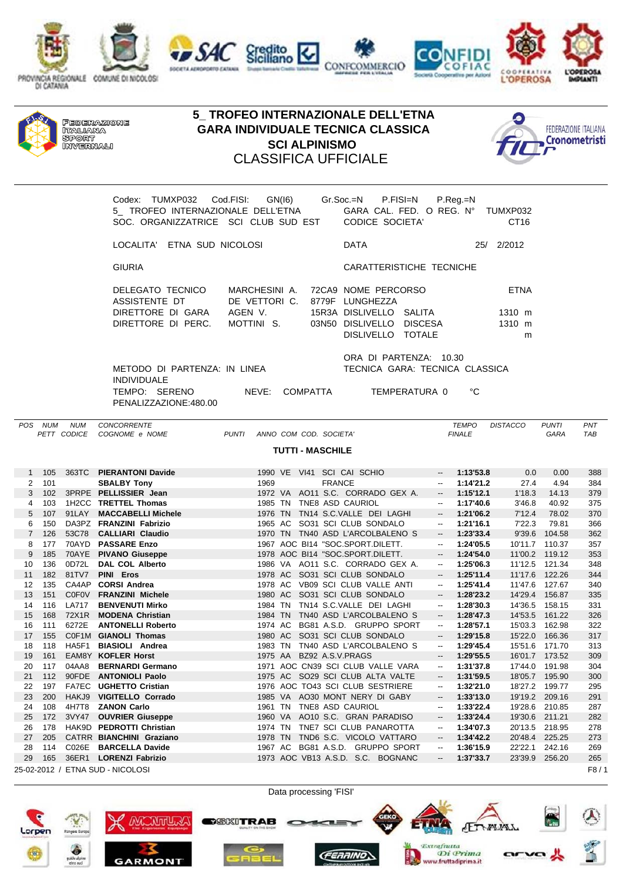# 5_ TROFEO INTERNAZIONALE DELL'ETNA
## GARA INDIVIDUALE TECNICA CLASSICA
## SCI ALPINISMO
## CLASSIFICA UFFICIALE

FEDERAZIONE ITALIANA SPORT INVERNALI

FEDERAZIONE ITALIANA Cronometristi

Codex: TUMXP032 Cod.FISI: GN(I6) Gr.Soc.=N P.FISI=N P.Reg.=N
5_ TROFEO INTERNAZIONALE DELL'ETNA GARA CAL. FED. O REG. N° TUMXP032
SOC. ORGANIZZATRICE SCI CLUB SUD EST CODICE SOCIETA' CT16

LOCALITA' ETNA SUD NICOLOSI DATA 25/ 2/2012

GIURIA CARATTERISTICHE TECNICHE

DELEGATO TECNICO MARCHESINI A. 72CA9 NOME PERCORSO ETNA
ASSISTENTE DT DE VETTORI C. 8779F LUNGHEZZA
DIRETTORE DI GARA AGEN V. 15R3A DISLIVELLO SALITA 1310 m
DIRETTORE DI PERC. MOTTINI S. 03N50 DISLIVELLO DISCESA 1310 m
DISLIVELLO TOTALE m

ORA DI PARTENZA: 10.30
METODO DI PARTENZA: IN LINEA TECNICA GARA: TECNICA CLASSICA
INDIVIDUALE
TEMPO: SERENO NEVE: COMPATTA TEMPERATURA 0 °C
PENALIZZAZIONE:480.00

**TUTTI - MASCHILE**

| POS | NUM PETT | NUM CODICE | CONCORRENTE COGNOME e NOME | PUNTI | ANNO | COM | COD. | SOCIETA' | | TEMPO FINALE | DISTACCO | PUNTI GARA | PNT TAB |
|---|---|---|---|---|---|---|---|---|---|---|---|---|---|
| 1 | 105 | 363TC | **PIERANTONI Davide** | | 1990 | VE | VI41 | SCI CAI SCHIO | -- | **1:13'53.8** | 0.0 | 0.00 | 388 |
| 2 | 101 | | **SBALBY Tony** | | 1969 | | | FRANCE | -- | **1:14'21.2** | 27.4 | 4.94 | 384 |
| 3 | 102 | 3PRPE | **PELLISSIER Jean** | | 1972 | VA | AO11 | S.C. CORRADO GEX A. | -- | **1:15'12.1** | 1'18.3 | 14.13 | 379 |
| 4 | 103 | 1H2CC | **TRETTEL Thomas** | | 1985 | TN | TNE8 | ASD CAURIOL | -- | **1:17'40.6** | 3'46.8 | 40.92 | 375 |
| 5 | 107 | 91LAY | **MACCABELLI Michele** | | 1976 | TN | TN14 | S.C.VALLE DEI LAGHI | -- | **1:21'06.2** | 7'12.4 | 78.02 | 370 |
| 6 | 150 | DA3PZ | **FRANZINI Fabrizio** | | 1965 | AC | SO31 | SCI CLUB SONDALO | -- | **1:21'16.1** | 7'22.3 | 79.81 | 366 |
| 7 | 126 | 53C78 | **CALLIARI Claudio** | | 1970 | TN | TN40 | ASD L'ARCOLBALENO S | -- | **1:23'33.4** | 9'39.6 | 104.58 | 362 |
| 8 | 177 | 70AYD | **PASSARE Enzo** | | 1967 | AOC | BI14 | "SOC.SPORT.DILETT. | -- | **1:24'05.5** | 10'11.7 | 110.37 | 357 |
| 9 | 185 | 70AYE | **PIVANO Giuseppe** | | 1978 | AOC | BI14 | "SOC.SPORT.DILETT. | -- | **1:24'54.0** | 11'00.2 | 119.12 | 353 |
| 10 | 136 | 0D72L | **DAL COL Alberto** | | 1986 | VA | AO11 | S.C. CORRADO GEX A. | -- | **1:25'06.3** | 11'12.5 | 121.34 | 348 |
| 11 | 182 | 81TV7 | **PINI Eros** | | 1978 | AC | SO31 | SCI CLUB SONDALO | -- | **1:25'11.4** | 11'17.6 | 122.26 | 344 |
| 12 | 135 | CA4AP | **CORSI Andrea** | | 1978 | AC | VB09 | SCI CLUB VALLE ANTI | -- | **1:25'41.4** | 11'47.6 | 127.67 | 340 |
| 13 | 151 | C0F0V | **FRANZINI Michele** | | 1980 | AC | SO31 | SCI CLUB SONDALO | -- | **1:28'23.2** | 14'29.4 | 156.87 | 335 |
| 14 | 116 | LA717 | **BENVENUTI Mirko** | | 1984 | TN | TN14 | S.C.VALLE DEI LAGHI | -- | **1:28'30.3** | 14'36.5 | 158.15 | 331 |
| 15 | 168 | 72X1R | **MODENA Christian** | | 1984 | TN | TN40 | ASD L'ARCOLBALENO S | -- | **1:28'47.3** | 14'53.5 | 161.22 | 326 |
| 16 | 111 | 6272E | **ANTONELLI Roberto** | | 1974 | AC | BG81 | A.S.D. GRUPPO SPORT | -- | **1:28'57.1** | 15'03.3 | 162.98 | 322 |
| 17 | 155 | C0F1M | **GIANOLI Thomas** | | 1980 | AC | SO31 | SCI CLUB SONDALO | -- | **1:29'15.8** | 15'22.0 | 166.36 | 317 |
| 18 | 118 | HA5F1 | **BIASIOLI Andrea** | | 1983 | TN | TN40 | ASD L'ARCOLBALENO S | -- | **1:29'45.4** | 15'51.6 | 171.70 | 313 |
| 19 | 161 | EAM8Y | **KOFLER Horst** | | 1975 | AA | BZ92 | A.S.V.PRAGS | -- | **1:29'55.5** | 16'01.7 | 173.52 | 309 |
| 20 | 117 | 04AA8 | **BERNARDI Germano** | | 1971 | AOC | CN39 | SCI CLUB VALLE VARA | -- | **1:31'37.8** | 17'44.0 | 191.98 | 304 |
| 21 | 112 | 90FDE | **ANTONIOLI Paolo** | | 1975 | AC | SO29 | SCI CLUB ALTA VALTE | -- | **1:31'59.5** | 18'05.7 | 195.90 | 300 |
| 22 | 197 | FA7EC | **UGHETTO Cristian** | | 1976 | AOC | TO43 | SCI CLUB SESTRIERE | -- | **1:32'21.0** | 18'27.2 | 199.77 | 295 |
| 23 | 200 | HAKJ9 | **VIGITELLO Corrado** | | 1985 | VA | AO30 | MONT NERY DI GABY | -- | **1:33'13.0** | 19'19.2 | 209.16 | 291 |
| 24 | 108 | 4H7T8 | **ZANON Carlo** | | 1961 | TN | TNE8 | ASD CAURIOL | -- | **1:33'22.4** | 19'28.6 | 210.85 | 287 |
| 25 | 172 | 3VY47 | **OUVRIER Giuseppe** | | 1960 | VA | AO10 | S.C. GRAN PARADISO | -- | **1:33'24.4** | 19'30.6 | 211.21 | 282 |
| 26 | 178 | HAK9D | **PEDROTTI Christian** | | 1974 | TN | TNE7 | SCI CLUB PANAROTTA | -- | **1:34'07.3** | 20'13.5 | 218.95 | 278 |
| 27 | 205 | CATRR | **BIANCHINI Graziano** | | 1978 | TN | TND6 | S.C. VICOLO VATTARO | -- | **1:34'42.2** | 20'48.4 | 225.25 | 273 |
| 28 | 114 | C026E | **BARCELLA Davide** | | 1967 | AC | BG81 | A.S.D. GRUPPO SPORT | -- | **1:36'15.9** | 22'22.1 | 242.16 | 269 |
| 29 | 165 | 36ER1 | **LORENZI Fabrizio** | | 1973 | AOC | VB13 | A.S.D. S.C. BOGNANC | -- | **1:37'33.7** | 23'39.9 | 256.20 | 265 |

25-02-2012 / ETNA SUD - NICOLOSI

Data processing 'FISI'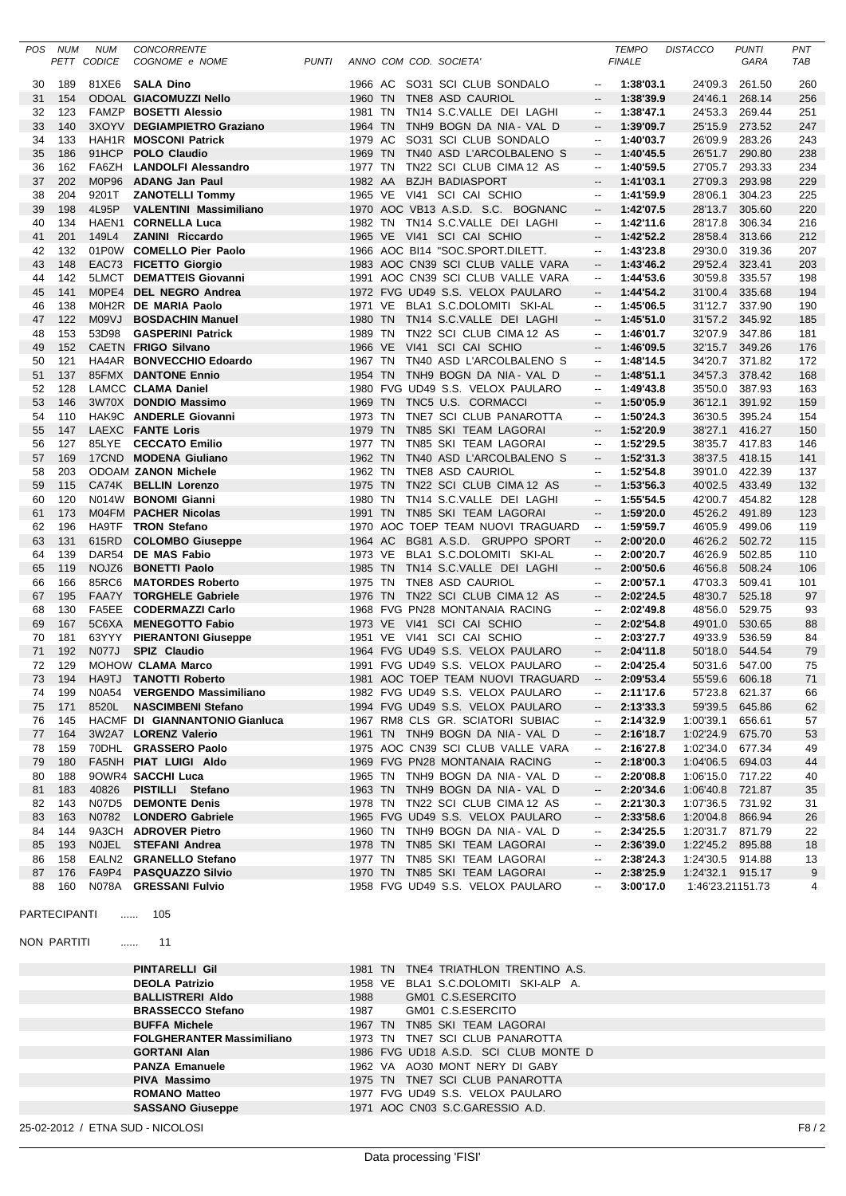| POS | NUM PETT | NUM CODICE | CONCORRENTE COGNOME e NOME | PUNTI | ANNO | COM | COD. SOCIETA' | | TEMPO FINALE | DISTACCO | PUNTI GARA | PNT TAB |
|---|---|---|---|---|---|---|---|---|---|---|---|---|
| 30 | 189 | 81XE6 | **SALA Dino** | | 1966 | AC | SO31 SCI CLUB SONDALO | -- | **1:38'03.1** | 24'09.3 | 261.50 | 260 |
| 31 | 154 | ODOAL | **GIACOMUZZI Nello** | | 1960 | TN | TNE8 ASD CAURIOL | -- | **1:38'39.9** | 24'46.1 | 268.14 | 256 |
| 32 | 123 | FAMZP | **BOSETTI Alessio** | | 1981 | TN | TN14 S.C.VALLE DEI LAGHI | -- | **1:38'47.1** | 24'53.3 | 269.44 | 251 |
| 33 | 140 | 3XOYV | **DEGIAMPIETRO Graziano** | | 1964 | TN | TNH9 BOGN DA NIA- VAL D | -- | **1:39'09.7** | 25'15.9 | 273.52 | 247 |
| 34 | 133 | HAH1R | **MOSCONI Patrick** | | 1979 | AC | SO31 SCI CLUB SONDALO | -- | **1:40'03.7** | 26'09.9 | 283.26 | 243 |
| 35 | 186 | 91HCP | **POLO Claudio** | | 1969 | TN | TN40 ASD L'ARCOLBALENO S | -- | **1:40'45.5** | 26'51.7 | 290.80 | 238 |
| 36 | 162 | FA6ZH | **LANDOLFI Alessandro** | | 1977 | TN | TN22 SCI CLUB CIMA 12 AS | -- | **1:40'59.5** | 27'05.7 | 293.33 | 234 |
| 37 | 202 | M0P96 | **ADANG Jan Paul** | | 1982 | AA | BZJH BADIASPORT | -- | **1:41'03.1** | 27'09.3 | 293.98 | 229 |
| 38 | 204 | 9201T | **ZANOTELLI Tommy** | | 1965 | VE | VI41 SCI CAI SCHIO | -- | **1:41'59.9** | 28'06.1 | 304.23 | 225 |
| 39 | 198 | 4L95P | **VALENTINI Massimiliano** | | 1970 | AOC | VB13 A.S.D. S.C. BOGNANC | -- | **1:42'07.5** | 28'13.7 | 305.60 | 220 |
| 40 | 134 | HAEN1 | **CORNELLA Luca** | | 1982 | TN | TN14 S.C.VALLE DEI LAGHI | -- | **1:42'11.6** | 28'17.8 | 306.34 | 216 |
| 41 | 201 | 149L4 | **ZANINI Riccardo** | | 1965 | VE | VI41 SCI CAI SCHIO | -- | **1:42'52.2** | 28'58.4 | 313.66 | 212 |
| 42 | 132 | 01P0W | **COMELLO Pier Paolo** | | 1966 | AOC | BI14 "SOC.SPORT.DILETT. | -- | **1:43'23.8** | 29'30.0 | 319.36 | 207 |
| 43 | 148 | EAC73 | **FICETTO Giorgio** | | 1983 | AOC | CN39 SCI CLUB VALLE VARA | -- | **1:43'46.2** | 29'52.4 | 323.41 | 203 |
| 44 | 142 | 5LMCT | **DEMATTEIS Giovanni** | | 1991 | AOC | CN39 SCI CLUB VALLE VARA | -- | **1:44'53.6** | 30'59.8 | 335.57 | 198 |
| 45 | 141 | M0PE4 | **DEL NEGRO Andrea** | | 1972 | FVG | UD49 S.S. VELOX PAULARO | -- | **1:44'54.2** | 31'00.4 | 335.68 | 194 |
| 46 | 138 | M0H2R | **DE MARIA Paolo** | | 1971 | VE | BLA1 S.C.DOLOMITI SKI-AL | -- | **1:45'06.5** | 31'12.7 | 337.90 | 190 |
| 47 | 122 | M09VJ | **BOSDACHIN Manuel** | | 1980 | TN | TN14 S.C.VALLE DEI LAGHI | -- | **1:45'51.0** | 31'57.2 | 345.92 | 185 |
| 48 | 153 | 53D98 | **GASPERINI Patrick** | | 1989 | TN | TN22 SCI CLUB CIMA 12 AS | -- | **1:46'01.7** | 32'07.9 | 347.86 | 181 |
| 49 | 152 | CAETN | **FRIGO Silvano** | | 1966 | VE | VI41 SCI CAI SCHIO | -- | **1:46'09.5** | 32'15.7 | 349.26 | 176 |
| 50 | 121 | HA4AR | **BONVECCHIO Edoardo** | | 1967 | TN | TN40 ASD L'ARCOLBALENO S | -- | **1:48'14.5** | 34'20.7 | 371.82 | 172 |
| 51 | 137 | 85FMX | **DANTONE Ennio** | | 1954 | TN | TNH9 BOGN DA NIA- VAL D | -- | **1:48'51.1** | 34'57.3 | 378.42 | 168 |
| 52 | 128 | LAMCC | **CLAMA Daniel** | | 1980 | FVG | UD49 S.S. VELOX PAULARO | -- | **1:49'43.8** | 35'50.0 | 387.93 | 163 |
| 53 | 146 | 3W70X | **DONDIO Massimo** | | 1969 | TN | TNC5 U.S. CORMACCI | -- | **1:50'05.9** | 36'12.1 | 391.92 | 159 |
| 54 | 110 | HAK9C | **ANDERLE Giovanni** | | 1973 | TN | TNE7 SCI CLUB PANAROTTA | -- | **1:50'24.3** | 36'30.5 | 395.24 | 154 |
| 55 | 147 | LAEXC | **FANTE Loris** | | 1979 | TN | TN85 SKI TEAM LAGORAI | -- | **1:52'20.9** | 38'27.1 | 416.27 | 150 |
| 56 | 127 | 85LYE | **CECCATO Emilio** | | 1977 | TN | TN85 SKI TEAM LAGORAI | -- | **1:52'29.5** | 38'35.7 | 417.83 | 146 |
| 57 | 169 | 17CND | **MODENA Giuliano** | | 1962 | TN | TN40 ASD L'ARCOLBALENO S | -- | **1:52'31.3** | 38'37.5 | 418.15 | 141 |
| 58 | 203 | ODOAM | **ZANON Michele** | | 1962 | TN | TNE8 ASD CAURIOL | -- | **1:52'54.8** | 39'01.0 | 422.39 | 137 |
| 59 | 115 | CA74K | **BELLIN Lorenzo** | | 1975 | TN | TN22 SCI CLUB CIMA 12 AS | -- | **1:53'56.3** | 40'02.5 | 433.49 | 132 |
| 60 | 120 | N014W | **BONOMI Gianni** | | 1980 | TN | TN14 S.C.VALLE DEI LAGHI | -- | **1:55'54.5** | 42'00.7 | 454.82 | 128 |
| 61 | 173 | M04FM | **PACHER Nicolas** | | 1991 | TN | TN85 SKI TEAM LAGORAI | -- | **1:59'20.0** | 45'26.2 | 491.89 | 123 |
| 62 | 196 | HA9TF | **TRON Stefano** | | 1970 | AOC | TOEP TEAM NUOVI TRAGUARD | -- | **1:59'59.7** | 46'05.9 | 499.06 | 119 |
| 63 | 131 | 615RD | **COLOMBO Giuseppe** | | 1964 | AC | BG81 A.S.D. GRUPPO SPORT | -- | **2:00'20.0** | 46'26.2 | 502.72 | 115 |
| 64 | 139 | DAR54 | **DE MAS Fabio** | | 1973 | VE | BLA1 S.C.DOLOMITI SKI-AL | -- | **2:00'20.7** | 46'26.9 | 502.85 | 110 |
| 65 | 119 | NOJZ6 | **BONETTI Paolo** | | 1985 | TN | TN14 S.C.VALLE DEI LAGHI | -- | **2:00'50.6** | 46'56.8 | 508.24 | 106 |
| 66 | 166 | 85RC6 | **MATORDES Roberto** | | 1975 | TN | TNE8 ASD CAURIOL | -- | **2:00'57.1** | 47'03.3 | 509.41 | 101 |
| 67 | 195 | FAA7Y | **TORGHELE Gabriele** | | 1976 | TN | TN22 SCI CLUB CIMA 12 AS | -- | **2:02'24.5** | 48'30.7 | 525.18 | 97 |
| 68 | 130 | FA5EE | **CODERMAZZI Carlo** | | 1968 | FVG | PN28 MONTANAIA RACING | -- | **2:02'49.8** | 48'56.0 | 529.75 | 93 |
| 69 | 167 | 5C6XA | **MENEGOTTO Fabio** | | 1973 | VE | VI41 SCI CAI SCHIO | -- | **2:02'54.8** | 49'01.0 | 530.65 | 88 |
| 70 | 181 | 63YYY | **PIERANTONI Giuseppe** | | 1951 | VE | VI41 SCI CAI SCHIO | -- | **2:03'27.7** | 49'33.9 | 536.59 | 84 |
| 71 | 192 | N077J | **SPIZ Claudio** | | 1964 | FVG | UD49 S.S. VELOX PAULARO | -- | **2:04'11.8** | 50'18.0 | 544.54 | 79 |
| 72 | 129 | MOHOW | **CLAMA Marco** | | 1991 | FVG | UD49 S.S. VELOX PAULARO | -- | **2:04'25.4** | 50'31.6 | 547.00 | 75 |
| 73 | 194 | HA9TJ | **TANOTTI Roberto** | | 1981 | AOC | TOEP TEAM NUOVI TRAGUARD | -- | **2:09'53.4** | 55'59.6 | 606.18 | 71 |
| 74 | 199 | N0A54 | **VERGENDO Massimiliano** | | 1982 | FVG | UD49 S.S. VELOX PAULARO | -- | **2:11'17.6** | 57'23.8 | 621.37 | 66 |
| 75 | 171 | 8520L | **NASCIMBENI Stefano** | | 1994 | FVG | UD49 S.S. VELOX PAULARO | -- | **2:13'33.3** | 59'39.5 | 645.86 | 62 |
| 76 | 145 | HACMF | **DI GIANNANTONIO Gianluca** | | 1967 | RM8 | CLS GR. SCIATORI SUBIAC | -- | **2:14'32.9** | 1:00'39.1 | 656.61 | 57 |
| 77 | 164 | 3W2A7 | **LORENZ Valerio** | | 1961 | TN | TNH9 BOGN DA NIA- VAL D | -- | **2:16'18.7** | 1:02'24.9 | 675.70 | 53 |
| 78 | 159 | 70DHL | **GRASSERO Paolo** | | 1975 | AOC | CN39 SCI CLUB VALLE VARA | -- | **2:16'27.8** | 1:02'34.0 | 677.34 | 49 |
| 79 | 180 | FA5NH | **PIAT LUIGI Aldo** | | 1969 | FVG | PN28 MONTANAIA RACING | -- | **2:18'00.3** | 1:04'06.5 | 694.03 | 44 |
| 80 | 188 | 9OWR4 | **SACCHI Luca** | | 1965 | TN | TNH9 BOGN DA NIA- VAL D | -- | **2:20'08.8** | 1:06'15.0 | 717.22 | 40 |
| 81 | 183 | 40826 | **PISTILLI Stefano** | | 1963 | TN | TNH9 BOGN DA NIA- VAL D | -- | **2:20'34.6** | 1:06'40.8 | 721.87 | 35 |
| 82 | 143 | N07D5 | **DEMONTE Denis** | | 1978 | TN | TN22 SCI CLUB CIMA 12 AS | -- | **2:21'30.3** | 1:07'36.5 | 731.92 | 31 |
| 83 | 163 | N0782 | **LONDERO Gabriele** | | 1965 | FVG | UD49 S.S. VELOX PAULARO | -- | **2:33'58.6** | 1:20'04.8 | 866.94 | 26 |
| 84 | 144 | 9A3CH | **ADROVER Pietro** | | 1960 | TN | TNH9 BOGN DA NIA- VAL D | -- | **2:34'25.5** | 1:20'31.7 | 871.79 | 22 |
| 85 | 193 | N0JEL | **STEFANI Andrea** | | 1978 | TN | TN85 SKI TEAM LAGORAI | -- | **2:36'39.0** | 1:22'45.2 | 895.88 | 18 |
| 86 | 158 | EALN2 | **GRANELLO Stefano** | | 1977 | TN | TN85 SKI TEAM LAGORAI | -- | **2:38'24.3** | 1:24'30.5 | 914.88 | 13 |
| 87 | 176 | FA9P4 | **PASQUAZZO Silvio** | | 1970 | TN | TN85 SKI TEAM LAGORAI | -- | **2:38'25.9** | 1:24'32.1 | 915.17 | 9 |
| 88 | 160 | N078A | **GRESSANI Fulvio** | | 1958 | FVG | UD49 S.S. VELOX PAULARO | -- | **3:00'17.0** | 1:46'23.2 | 1151.73 | 4 |

PARTECIPANTI ...... 105

NON PARTITI ...... 11

| CONCORRENTE | ANNO | COM | SOCIETA' |
|---|---|---|---|
| **PINTARELLI Gil** | 1981 | TN | TNE4 TRIATHLON TRENTINO A.S. |
| **DEOLA Patrizio** | 1958 | VE | BLA1 S.C.DOLOMITI SKI-ALP A. |
| **BALLISTRERI Aldo** | 1988 | | GM01 C.S.ESERCITO |
| **BRASSECCO Stefano** | 1987 | | GM01 C.S.ESERCITO |
| **BUFFA Michele** | 1967 | TN | TN85 SKI TEAM LAGORAI |
| **FOLGHERANTER Massimiliano** | 1973 | TN | TNE7 SCI CLUB PANAROTTA |
| **GORTANI Alan** | 1986 | FVG | UD18 A.S.D. SCI CLUB MONTE D |
| **PANZA Emanuele** | 1962 | VA | AO30 MONT NERY DI GABY |
| **PIVA Massimo** | 1975 | TN | TNE7 SCI CLUB PANAROTTA |
| **ROMANO Matteo** | 1977 | FVG | UD49 S.S. VELOX PAULARO |
| **SASSANO Giuseppe** | 1971 | AOC | CN03 S.C.GARESSIO A.D. |

25-02-2012 / ETNA SUD - NICOLOSI

Data processing 'FISI'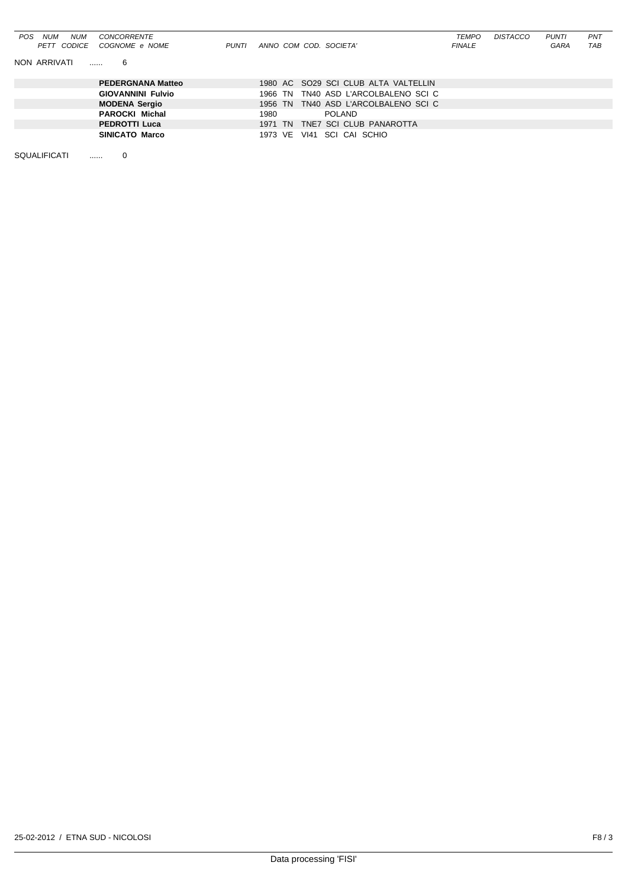| POS | NUM PETT | NUM CODICE | CONCORRENTE COGNOME e NOME | PUNTI | ANNO | COM | COD. | SOCIETA' | TEMPO FINALE | DISTACCO | PUNTI GARA | PNT TAB |
|---|---|---|---|---|---|---|---|---|---|---|---|---|

NON ARRIVATI ...... 6

| CONCORRENTE COGNOME e NOME | ANNO | COM | COD. | SOCIETA' |
|---|---|---|---|---|
| **PEDERGNANA Matteo** | 1980 | AC | SO29 | SCI CLUB ALTA VALTELLIN |
| **GIOVANNINI Fulvio** | 1966 | TN | TN40 | ASD L'ARCOLBALENO SCI C |
| **MODENA Sergio** | 1956 | TN | TN40 | ASD L'ARCOLBALENO SCI C |
| **PAROCKI Michal** | 1980 | | | POLAND |
| **PEDROTTI Luca** | 1971 | TN | TNE7 | SCI CLUB PANAROTTA |
| **SINICATO Marco** | 1973 | VE | VI41 | SCI CAI SCHIO |

SQUALIFICATI ...... 0

25-02-2012 / ETNA SUD - NICOLOSI

Data processing 'FISI'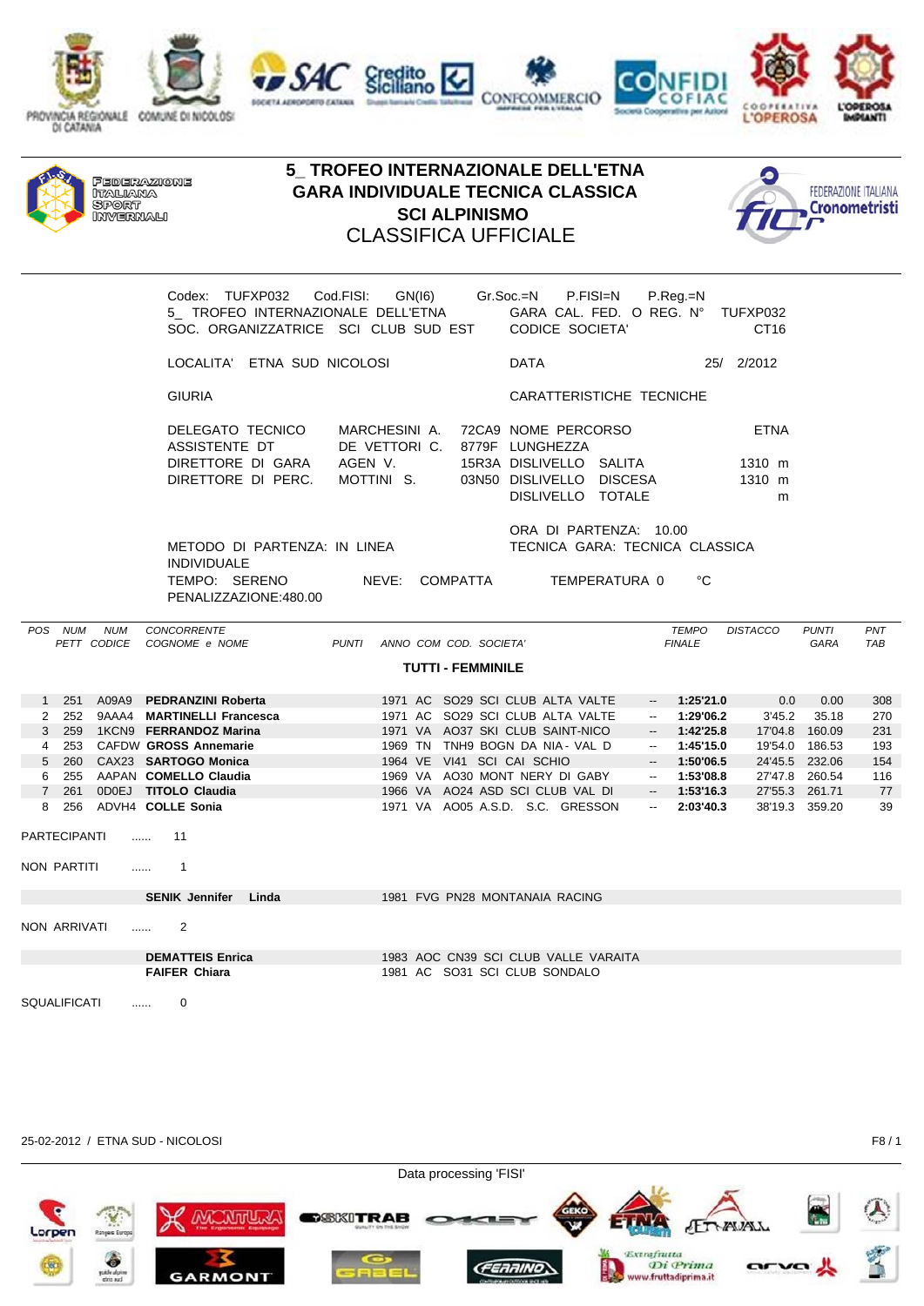# 5_ TROFEO INTERNAZIONALE DELL'ETNA
## GARA INDIVIDUALE TECNICA CLASSICA
## SCI ALPINISMO
## CLASSIFICA UFFICIALE

Codex: TUFXP032  Cod.FISI: GN(I6)  Gr.Soc.=N  P.FISI=N  P.Reg.=N
5_ TROFEO INTERNAZIONALE DELL'ETNA  GARA CAL. FED. O REG. N° TUFXP032
SOC. ORGANIZZATRICE SCI CLUB SUD EST  CODICE SOCIETA' CT16

LOCALITA' ETNA SUD NICOLOSI  DATA 25/ 2/2012

GIURIA  CARATTERISTICHE TECNICHE

DELEGATO TECNICO MARCHESINI A. 72CA9 NOME PERCORSO ETNA
ASSISTENTE DT DE VETTORI C. 8779F LUNGHEZZA
DIRETTORE DI GARA AGEN V. 15R3A DISLIVELLO SALITA 1310 m
DIRETTORE DI PERC. MOTTINI S. 03N50 DISLIVELLO DISCESA 1310 m
DISLIVELLO TOTALE m

ORA DI PARTENZA: 10.00
METODO DI PARTENZA: IN LINEA INDIVIDUALE  TECNICA GARA: TECNICA CLASSICA
TEMPO: SERENO  NEVE: COMPATTA  TEMPERATURA 0 °C
PENALIZZAZIONE:480.00

| POS | NUM PETT | NUM CODICE | CONCORRENTE COGNOME e NOME | PUNTI | ANNO | COM | COD. SOCIETA' | | TEMPO FINALE | DISTACCO | PUNTI GARA | PNT TAB |
|---|---|---|---|---|---|---|---|---|---|---|---|---|
| | | | **TUTTI - FEMMINILE** | | | | | | | | | |
| 1 | 251 | A09A9 | **PEDRANZINI Roberta** | | 1971 | AC | SO29 SCI CLUB ALTA VALTE | -- | **1:25'21.0** | 0.0 | 0.00 | 308 |
| 2 | 252 | 9AAA4 | **MARTINELLI Francesca** | | 1971 | AC | SO29 SCI CLUB ALTA VALTE | -- | **1:29'06.2** | 3'45.2 | 35.18 | 270 |
| 3 | 259 | 1KCN9 | **FERRANDOZ Marina** | | 1971 | VA | AO37 SKI CLUB SAINT-NICO | -- | **1:42'25.8** | 17'04.8 | 160.09 | 231 |
| 4 | 253 | CAFDW | **GROSS Annemarie** | | 1969 | TN | TNH9 BOGN DA NIA - VAL D | -- | **1:45'15.0** | 19'54.0 | 186.53 | 193 |
| 5 | 260 | CAX23 | **SARTOGO Monica** | | 1964 | VE | VI41 SCI CAI SCHIO | -- | **1:50'06.5** | 24'45.5 | 232.06 | 154 |
| 6 | 255 | AAPAN | **COMELLO Claudia** | | 1969 | VA | AO30 MONT NERY DI GABY | -- | **1:53'08.8** | 27'47.8 | 260.54 | 116 |
| 7 | 261 | 0D0EJ | **TITOLO Claudia** | | 1966 | VA | AO24 ASD SCI CLUB VAL DI | -- | **1:53'16.3** | 27'55.3 | 261.71 | 77 |
| 8 | 256 | ADVH4 | **COLLE Sonia** | | 1971 | VA | AO05 A.S.D. S.C. GRESSON | -- | **2:03'40.3** | 38'19.3 | 359.20 | 39 |

PARTECIPANTI ...... 11

NON PARTITI ...... 1

**SENIK Jennifer Linda** 1981 FVG PN28 MONTANAIA RACING

NON ARRIVATI ...... 2

**DEMATTEIS Enrica** 1983 AOC CN39 SCI CLUB VALLE VARAITA
**FAIFER Chiara** 1981 AC SO31 SCI CLUB SONDALO

SQUALIFICATI ...... 0

25-02-2012 / ETNA SUD - NICOLOSI

Data processing 'FISI'